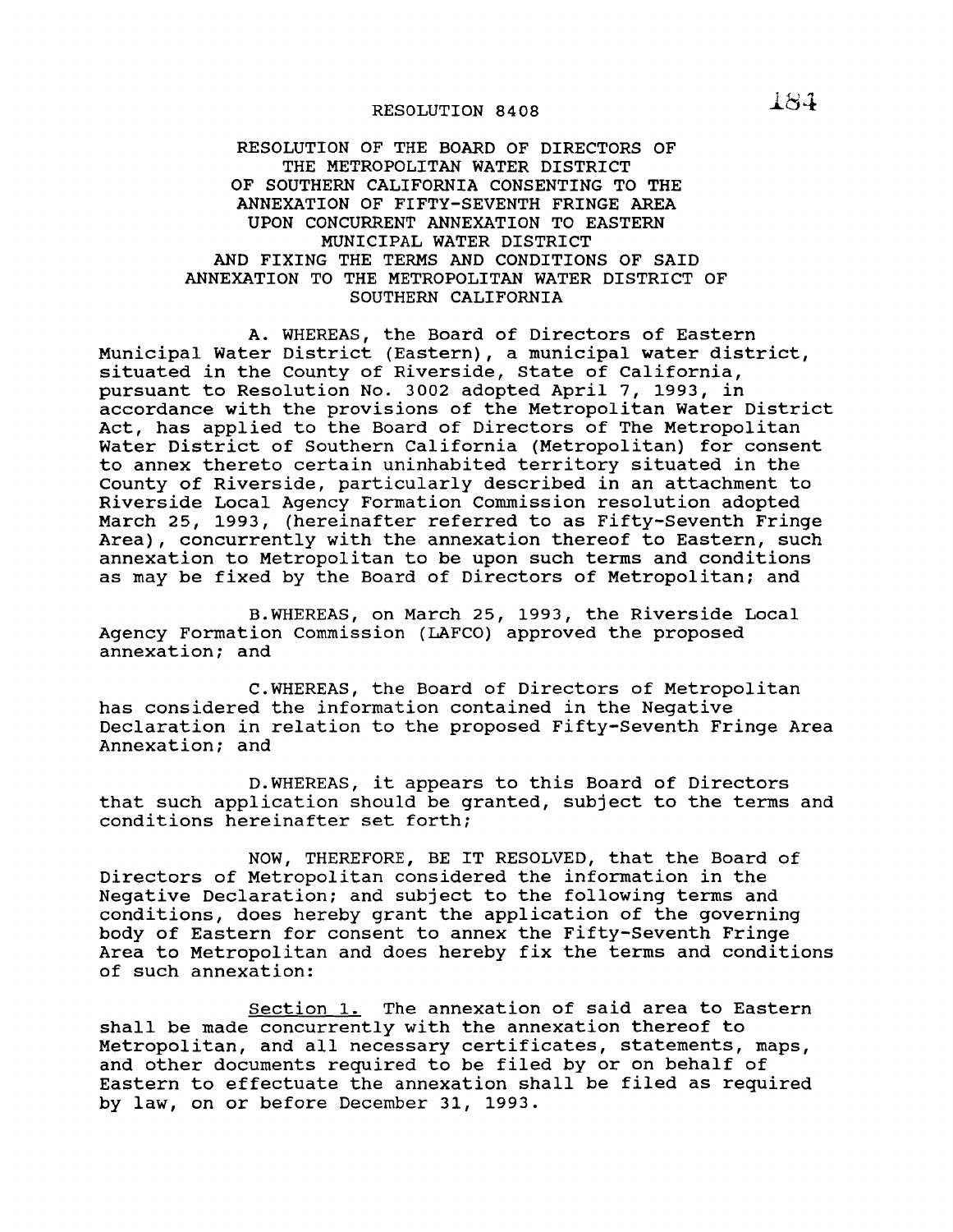# RESOLUTION 8408

## RESOLUTION OF THE BOARD OF DIRECTORS OF THE METROPOLITAN WATER DISTRICT OF SOUTHERN CALIFORNIA CONSENTING TO THE ANNEXATION OF FIFTY-SEVENTH FRINGE AREA UPON CONCURRENT ANNEXATION TO EASTERN MUNICIPAL WATER DISTRICT AND FIXING THE TERMS AND CONDITIONS OF SAID ANNEXATION TO THE METROPOLITAN WATER DISTRICT OF SOUTHERN CALIFORNIA

A. WHEREAS, the Board of Directors of Eastern Municipal Water District (Eastern), a municipal water district, situated in the County of Riverside, State of California, pursuant to Resolution No. 3002 adopted April 7, 1993, in accordance with the provisions of the Metropolitan Water District Act, has applied to the Board of Directors of The Metropolitan Water District of Southern California (Metropolitan) for consent to annex thereto certain uninhabited territory situated in the County of Riverside, particularly described in an attachment to Riverside Local Agency Formation Commission resolution adopted March 25, 1993, (hereinafter referred to as Fifty-Seventh Fringe Area), concurrently with the annexation thereof to Eastern, such annexation to Metropolitan to be upon such terms and conditions as may be fixed by the Board of Directors of Metropolitan; and

B.WHEREAS, on March 25, 1993, the Riverside Local Agency Formation Commission (LAFCO) approved the proposed annexation; and

C.WHEREAS, the Board of Directors of Metropolitan has considered the information contained in the Negative Declaration in relation to the proposed Fifty-Seventh Fringe Area Annexation; and

D.WHEREAS, it appears to this Board of Directors that such application should be granted, subject to the terms and conditions hereinafter set forth;

NOW, THEREFORE, BE IT RESOLVED, that the Board of Directors of Metropolitan considered the information in the Negative Declaration; and subject to the following terms and conditions, does hereby grant the application of the governing body of Eastern for consent to annex the Fifty-Seventh Fringe Area to Metropolitan and does hereby fix the terms and conditions of such annexation:

Section 1. The annexation of said area to Eastern shall be made concurrently with the annexation thereof to Metropolitan, and all necessary certificates, statements, maps, and other documents required to be filed by or on behalf of Eastern to effectuate the annexation shall be filed as required by law, on or before December 31, 1993.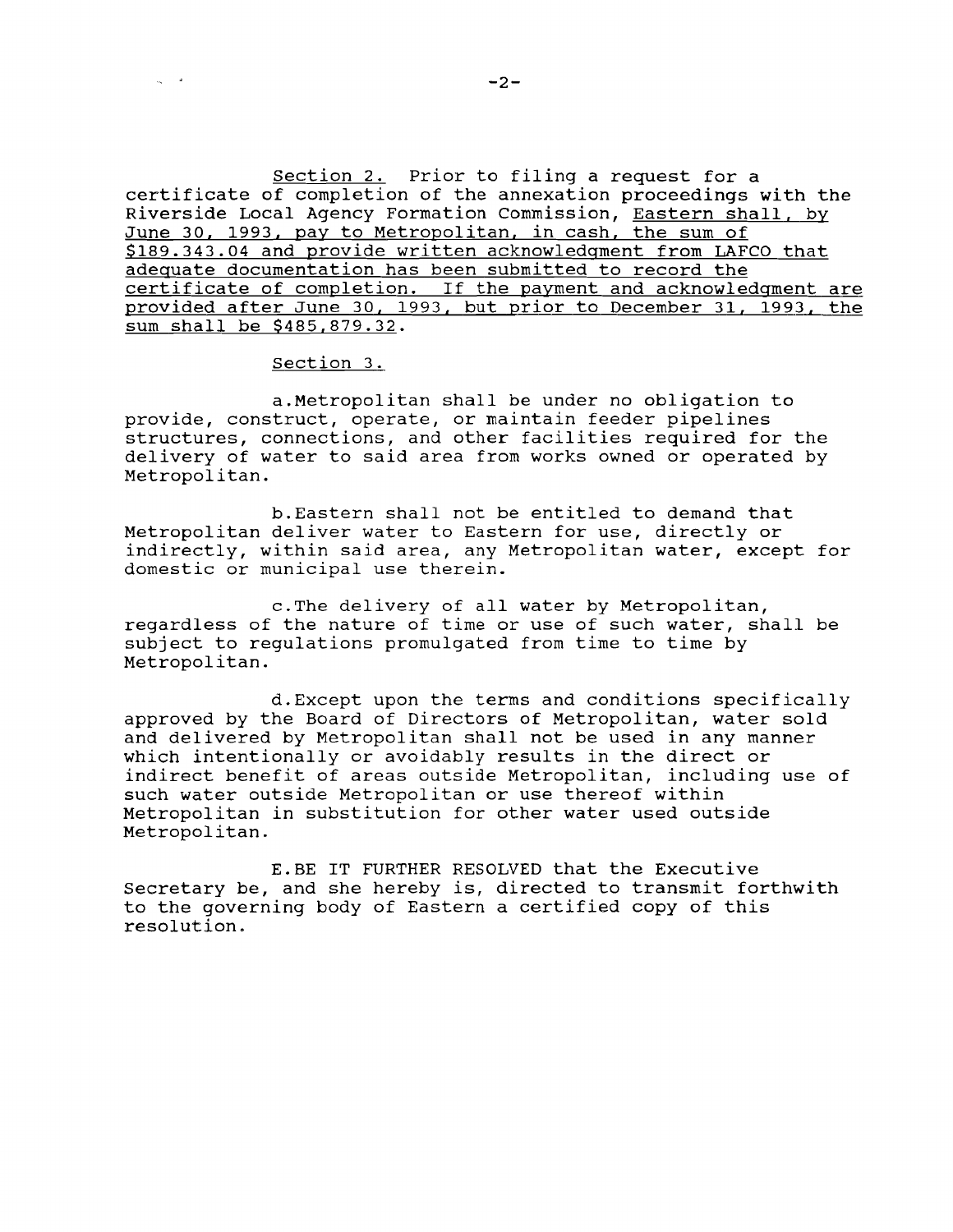Section 2. Prior to filing a request for a certificate of completion of the annexation proceedings with the Riverside Local Agency Formation Commission, Eastern shall, by June 30, 1993, pay to Metropolitan, in cash, the sum of $189.343.04 and provide written acknowledgment from LAFCO that adequate documentation has been submitted to record the certificate of completion. If the payment and acknowledgment are provided after June 30, 1993, but prior to December 31, 1993, the sum shall be $485,879.32.

Section 3.

a. Metropolitan shall be under no obligation to provide, construct, operate, or maintain feeder pipelines structures, connections, and other facilities required for the delivery of water to said area from works owned or operated by Metropolitan.

b. Eastern shall not be entitled to demand that Metropolitan deliver water to Eastern for use, directly or indirectly, within said area, any Metropolitan water, except for domestic or municipal use therein.

c. The delivery of all water by Metropolitan, regardless of the nature of time or use of such water, shall be subject to regulations promulgated from time to time by Metropolitan.

d. Except upon the terms and conditions specifically approved by the Board of Directors of Metropolitan, water sold and delivered by Metropolitan shall not be used in any manner which intentionally or avoidably results in the direct or indirect benefit of areas outside Metropolitan, including use of such water outside Metropolitan or use thereof within Metropolitan in substitution for other water used outside Metropolitan.

E. BE IT FURTHER RESOLVED that the Executive Secretary be, and she hereby is, directed to transmit forthwith to the governing body of Eastern a certified copy of this resolution.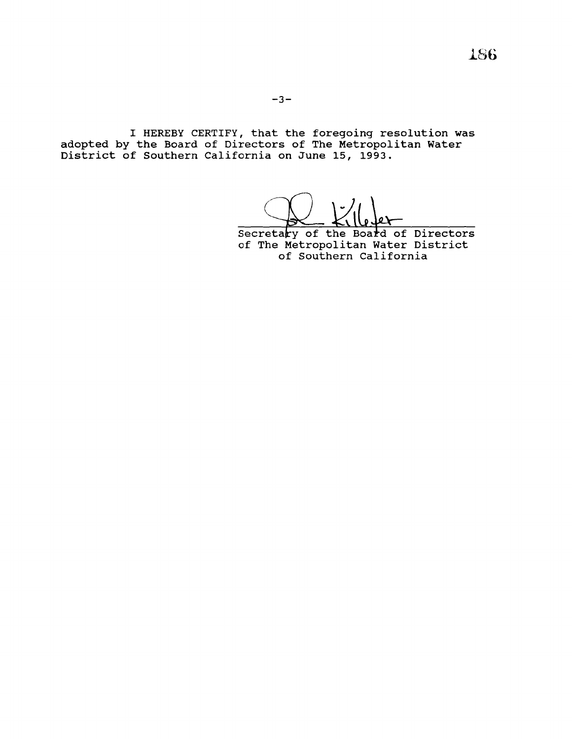I HEREBY CERTIFY, that the foregoing resolution was adopted by the Board of Directors of The Metropolitan Water District of Southern California on June 15, 1993.

Secretary of the Board of Directors
of The Metropolitan Water District
of Southern California